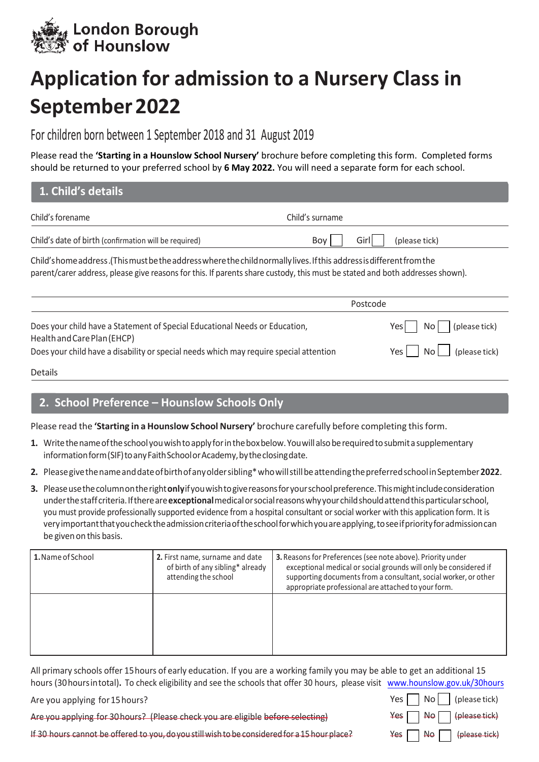London Borough of Hounslow

# Application for admission to a Nursery Class in September 2022

## For children born between 1 September 2018 and 31 August 2019

Please read the **'Starting in a Hounslow School Nursery'** brochure before completing this form. Completed forms should be returned to your preferred school by **6 May 2022.** You will need a separate form for each school.

## 1. Child's details

Child's forename

Child's surname

Child's date of birth (confirmation will be required)

Boy ☐ Girl ☐ (please tick)

Child's home address. (This must be the address where the child normally lives. If this address is different from the parent/carer address, please give reasons for this. If parents share custody, this must be stated and both addresses shown).

Postcode

Does your child have a Statement of Special Educational Needs or Education, Health and Care Plan (EHCP) — Yes ☐ No ☐ (please tick)

Does your child have a disability or special needs which may require special attention — Yes ☐ No ☐ (please tick)

Details

## 2. School Preference – Hounslow Schools Only

Please read the **'Starting in a Hounslow School Nursery'** brochure carefully before completing this form.

1. Write the name of the school you wish to apply for in the box below. You will also be required to submit a supplementary information form (SIF) to any Faith School or Academy, by the closing date.
2. Please give the name and date of birth of any older sibling* who will still be attending the preferred school in September **2022**.
3. Please use the column on the right **only** if you wish to give reasons for your school preference. This might include consideration under the staff criteria. If there are **exceptional** medical or social reasons why your child should attend this particular school, you must provide professionally supported evidence from a hospital consultant or social worker with this application form. It is very important that you check the admission criteria of the school for which you are applying, to see if priority for admission can be given on this basis.

| **1.** Name of School | **2.** First name, surname and date of birth of any sibling* already attending the school | **3.** Reasons for Preferences (see note above). Priority under exceptional medical or social grounds will only be considered if supporting documents from a consultant, social worker, or other appropriate professional are attached to your form. |
|---|---|---|
| | | |

All primary schools offer 15 hours of early education. If you are a working family you may be able to get an additional 15 hours (30 hours in total). To check eligibility and see the schools that offer 30 hours, please visit www.hounslow.gov.uk/30hours

Are you applying for 15 hours? — Yes ☐ No ☐ (please tick)

~~Are you applying for 30 hours? (Please check you are eligible before selecting)~~ — ~~Yes~~ ☐ ~~No~~ ☐ ~~(please tick)~~

~~If 30 hours cannot be offered to you, do you still wish to be considered for a 15 hour place?~~ — ~~Yes~~ ☐ ~~No~~ ☐ ~~(please tick)~~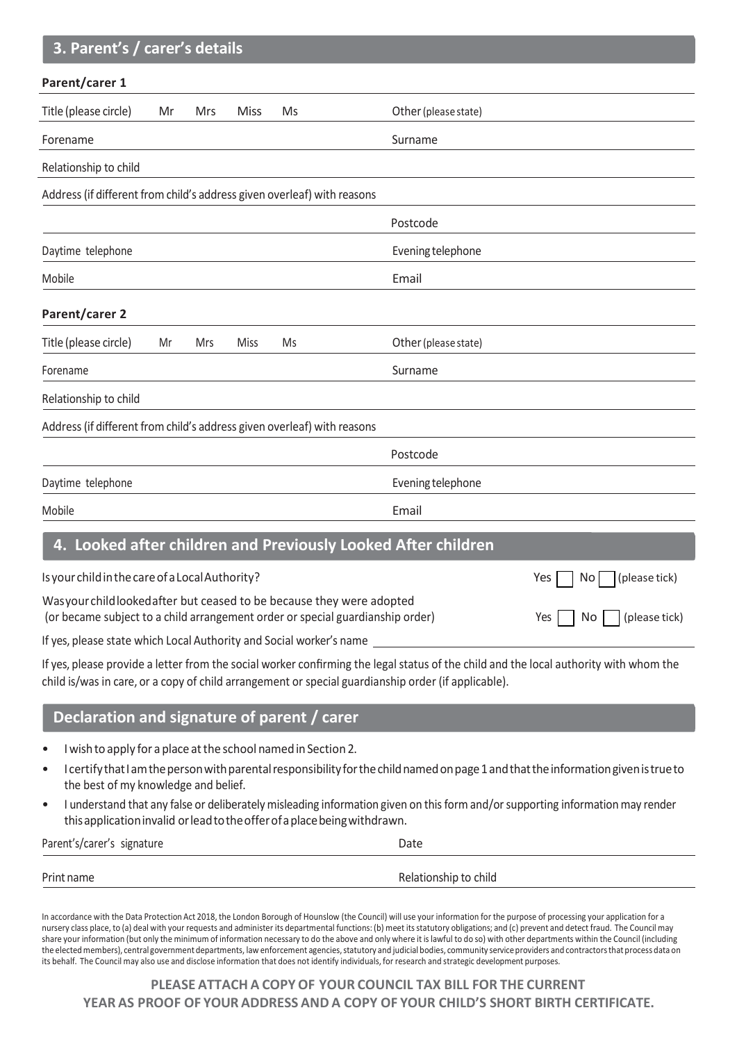## 3. Parent's / carer's details

**Parent/carer 1**

Title (please circle) Mr Mrs Miss Ms Other (please state)

Forename Surname

Relationship to child

Address (if different from child's address given overleaf) with reasons

Postcode

Daytime telephone Evening telephone

Mobile Email

**Parent/carer 2**

Title (please circle) Mr Mrs Miss Ms Other (please state)

Forename Surname

Relationship to child

Address (if different from child's address given overleaf) with reasons

Postcode

Daytime telephone Evening telephone

Mobile Email

## 4. Looked after children and Previously Looked After children

Is your child in the care of a Local Authority? Yes ☐ No ☐ (please tick)

Was your child looked after but ceased to be because they were adopted (or became subject to a child arrangement order or special guardianship order) Yes ☐ No ☐ (please tick)

If yes, please state which Local Authority and Social worker's name

If yes, please provide a letter from the social worker confirming the legal status of the child and the local authority with whom the child is/was in care, or a copy of child arrangement or special guardianship order (if applicable).

## Declaration and signature of parent / carer

- I wish to apply for a place at the school named in Section 2.
- I certify that I am the person with parental responsibility for the child named on page 1 and that the information given is true to the best of my knowledge and belief.
- I understand that any false or deliberately misleading information given on this form and/or supporting information may render this application invalid or lead to the offer of a place being withdrawn.

Parent's/carer's signature Date

Print name Relationship to child

In accordance with the Data Protection Act 2018, the London Borough of Hounslow (the Council) will use your information for the purpose of processing your application for a nursery class place, to (a) deal with your requests and administer its departmental functions: (b) meet its statutory obligations; and (c) prevent and detect fraud. The Council may share your information (but only the minimum of information necessary to do the above and only where it is lawful to do so) with other departments within the Council (including the elected members), central government departments, law enforcement agencies, statutory and judicial bodies, community service providers and contractors that process data on its behalf. The Council may also use and disclose information that does not identify individuals, for research and strategic development purposes.

**PLEASE ATTACH A COPY OF YOUR COUNCIL TAX BILL FOR THE CURRENT YEAR AS PROOF OF YOUR ADDRESS AND A COPY OF YOUR CHILD'S SHORT BIRTH CERTIFICATE.**